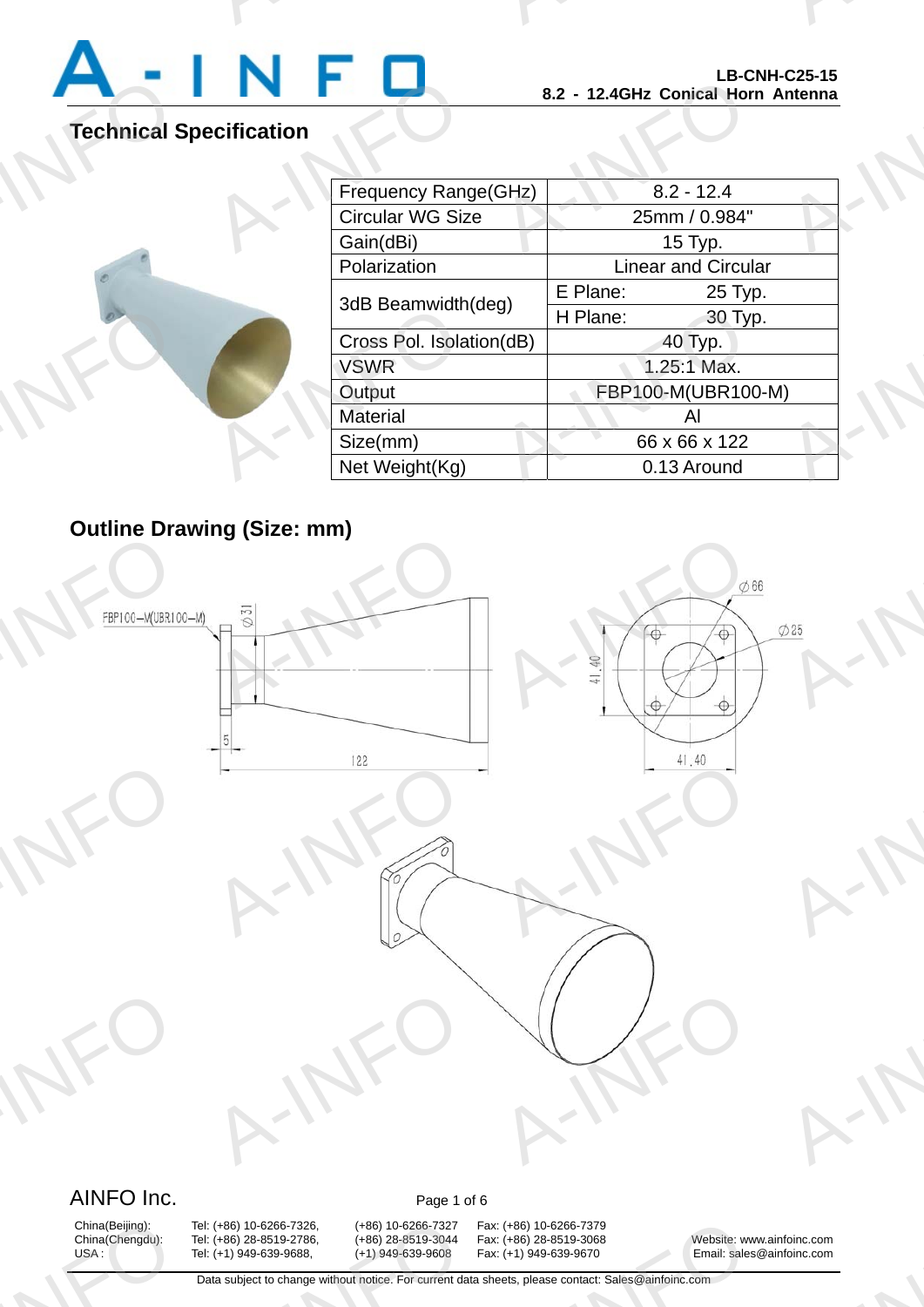**LB-CNH-C25-15**
**8.2 - 12.4GHz Conical Horn Antenna**

## Technical Specification

| Parameter | | Value |
|---|---|---|
| Frequency Range(GHz) | | 8.2 - 12.4 |
| Circular WG Size | | 25mm / 0.984" |
| Gain(dBi) | | 15 Typ. |
| Polarization | | Linear and Circular |
| 3dB Beamwidth(deg) | E Plane: | 25 Typ. |
| | H Plane: | 30 Typ. |
| Cross Pol. Isolation(dB) | | 40 Typ. |
| VSWR | | 1.25:1 Max. |
| Output | | FBP100-M(UBR100-M) |
| Material | | Al |
| Size(mm) | | 66 x 66 x 122 |
| Net Weight(Kg) | | 0.13 Around |

## Outline Drawing (Size: mm)

FBP100-M(UBR100-M)

Ø31

5

122

Ø66

Ø25

41.40

41.40

AINFO Inc.

China(Beijing): Tel: (+86) 10-6266-7326, (+86) 10-6266-7327 Fax: (+86) 10-6266-7379
China(Chengdu): Tel: (+86) 28-8519-2786, (+86) 28-8519-3044 Fax: (+86) 28-8519-3068
USA : Tel: (+1) 949-639-9688, (+1) 949-639-9608 Fax: (+1) 949-639-9670

Website: www.ainfoinc.com
Email: sales@ainfoinc.com

Data subject to change without notice. For current data sheets, please contact: Sales@ainfoinc.com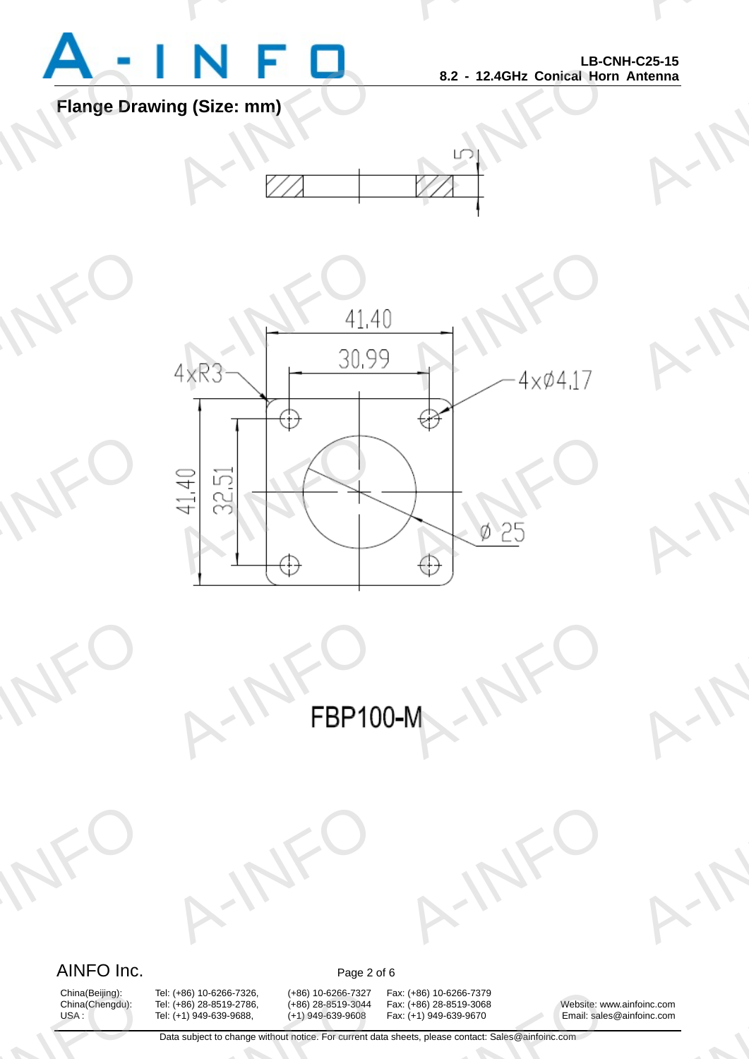## Flange Drawing (Size: mm)

5

41.40

30.99

4xR3

4xØ4.17

41.40

32.51

Ø 25

FBP100-M

AINFO Inc.

| | | | | |
|---|---|---|---|---|
| China(Beijing): | Tel: (+86) 10-6266-7326, | (+86) 10-6266-7327 | Fax: (+86) 10-6266-7379 | |
| China(Chengdu): | Tel: (+86) 28-8519-2786, | (+86) 28-8519-3044 | Fax: (+86) 28-8519-3068 | Website: www.ainfoinc.com |
| USA : | Tel: (+1) 949-639-9688, | (+1) 949-639-9608 | Fax: (+1) 949-639-9670 | Email: sales@ainfoinc.com |

Data subject to change without notice. For current data sheets, please contact: Sales@ainfoinc.com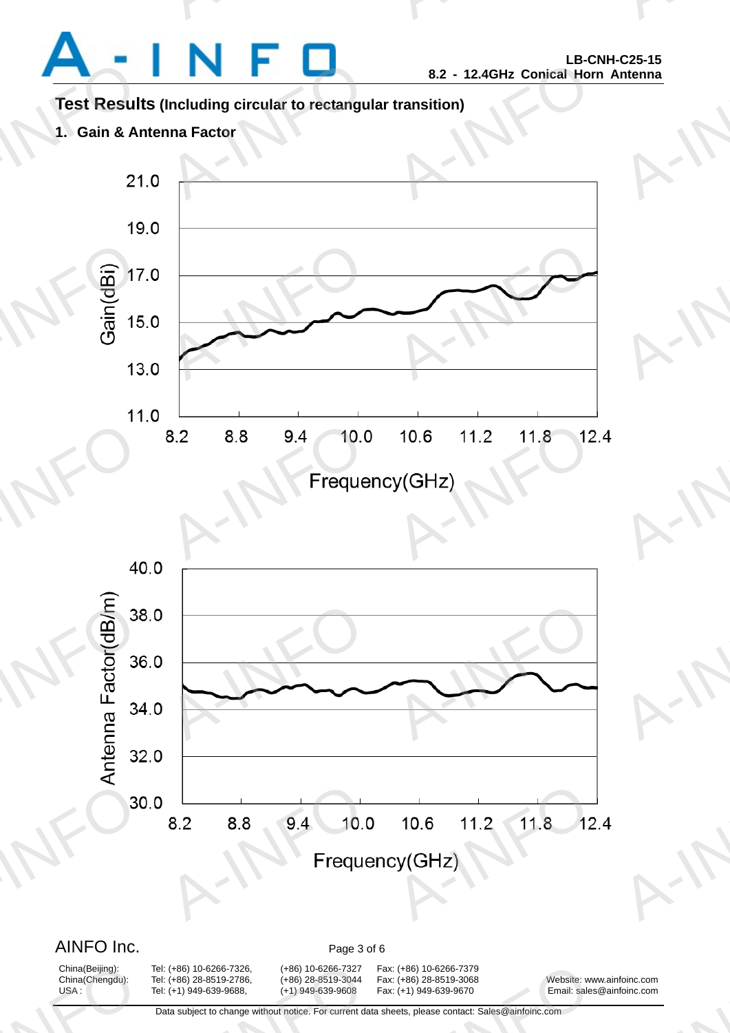## Test Results (Including circular to rectangular transition)

### 1. Gain & Antenna Factor

Gain(dBi)

21.0
19.0
17.0
15.0
13.0
11.0

8.2 8.8 9.4 10.0 10.6 11.2 11.8 12.4

Frequency(GHz)

Antenna Factor(dB/m)

40.0
38.0
36.0
34.0
32.0
30.0

8.2 8.8 9.4 10.0 10.6 11.2 11.8 12.4

Frequency(GHz)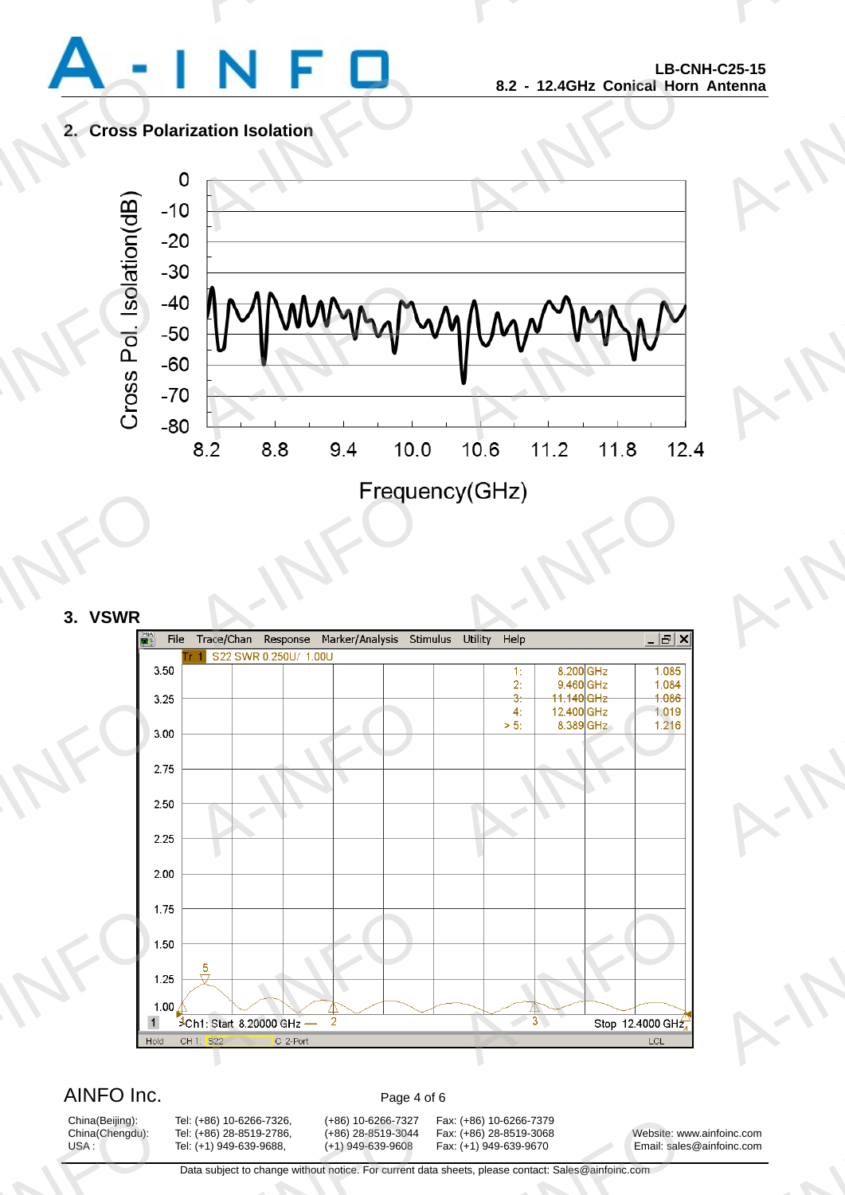## 2. Cross Polarization Isolation

Cross Pol. Isolation(dB)

0, -10, -20, -30, -40, -50, -60, -70, -80

8.2 8.8 9.4 10.0 10.6 11.2 11.8 12.4

Frequency(GHz)

## 3. VSWR

| Marker | Frequency | VSWR |
|---|---|---|
| 1: | 8.200 GHz | 1.085 |
| 2: | 9.460 GHz | 1.084 |
| 3: | 11.140 GHz | 1.086 |
| 4: | 12.400 GHz | 1.019 |
| > 5: | 8.389 GHz | 1.216 |

Tr 1 S22 SWR 0.250U/ 1.00U

Ch1: Start 8.20000 GHz — Stop 12.4000 GHz

AINFO Inc.

| | | | |
|---|---|---|---|
| China(Beijing): | Tel: (+86) 10-6266-7326, (+86) 10-6266-7327 | Fax: (+86) 10-6266-7379 | Website: www.ainfoinc.com |
| China(Chengdu): | Tel: (+86) 28-8519-2786, (+86) 28-8519-3044 | Fax: (+86) 28-8519-3068 | Email: sales@ainfoinc.com |
| USA : | Tel: (+1) 949-639-9688, (+1) 949-639-9608 | Fax: (+1) 949-639-9670 | |

Data subject to change without notice. For current data sheets, please contact: Sales@ainfoinc.com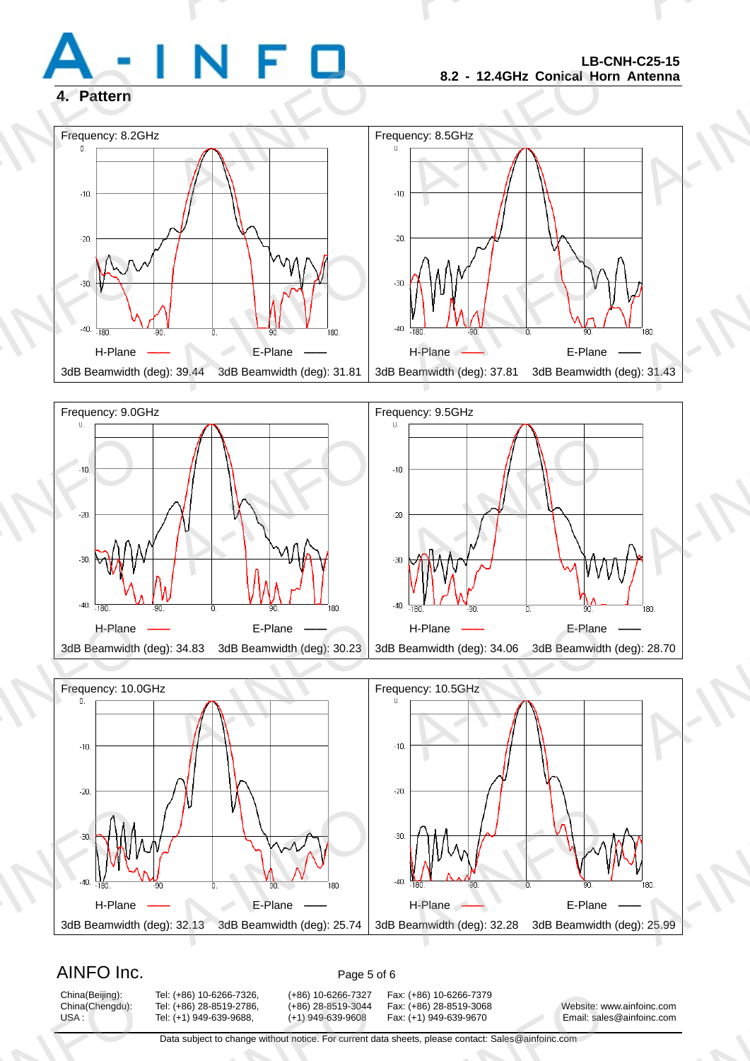## 4. Pattern

Frequency: 8.2GHz

H-Plane —— E-Plane ——

3dB Beamwidth (deg): 39.44 3dB Beamwidth (deg): 31.81

Frequency: 8.5GHz

H-Plane —— E-Plane ——

3dB Beamwidth (deg): 37.81 3dB Beamwidth (deg): 31.43

Frequency: 9.0GHz

H-Plane —— E-Plane ——

3dB Beamwidth (deg): 34.83 3dB Beamwidth (deg): 30.23

Frequency: 9.5GHz

H-Plane —— E-Plane ——

3dB Beamwidth (deg): 34.06 3dB Beamwidth (deg): 28.70

Frequency: 10.0GHz

H-Plane —— E-Plane ——

3dB Beamwidth (deg): 32.13 3dB Beamwidth (deg): 25.74

Frequency: 10.5GHz

H-Plane —— E-Plane ——

3dB Beamwidth (deg): 32.28 3dB Beamwidth (deg): 25.99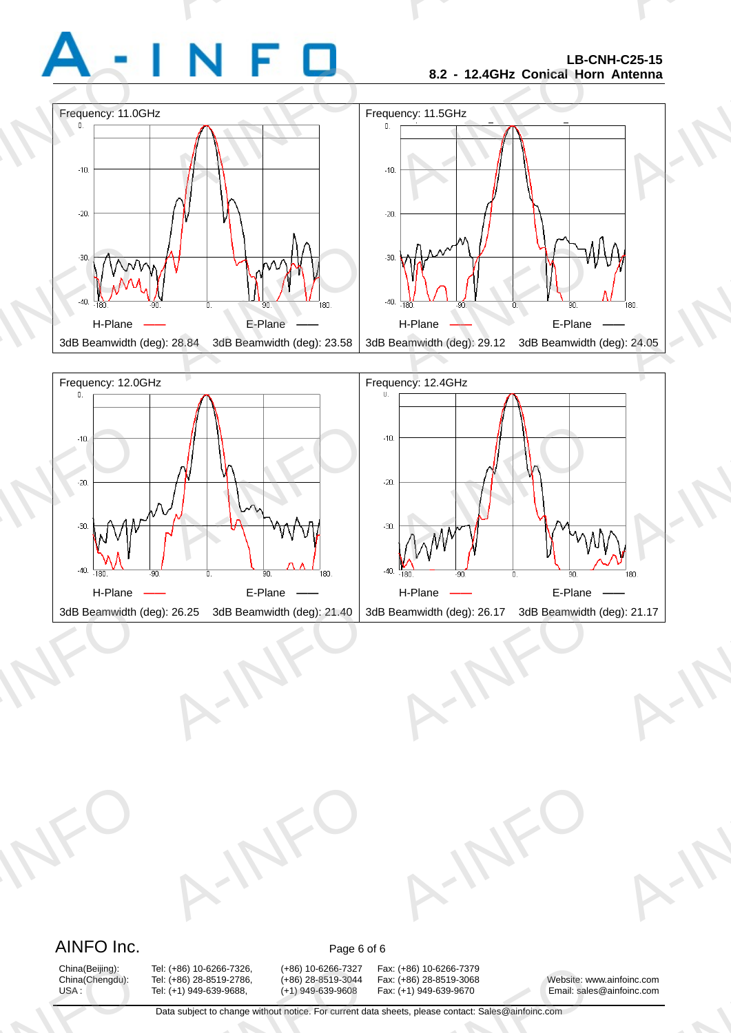Frequency: 11.0GHz

0.
-10.
-20.
-30.
-40.
-180.
-90.
0.
90.
180.

H-Plane —— E-Plane ——

3dB Beamwidth (deg): 28.84 3dB Beamwidth (deg): 23.58

Frequency: 11.5GHz

0.
-10.
-20.
-30.
-40.
-180.
-90.
0.
90.
180.

H-Plane —— E-Plane ——

3dB Beamwidth (deg): 29.12 3dB Beamwidth (deg): 24.05

Frequency: 12.0GHz

0.
-10.
-20.
-30.
-40.
-180.
-90.
0.
90.
180.

H-Plane —— E-Plane ——

3dB Beamwidth (deg): 26.25 3dB Beamwidth (deg): 21.40

Frequency: 12.4GHz

0.
-10.
-20.
-30.
-40.
-180.
-90.
0.
90.
180.

H-Plane —— E-Plane ——

3dB Beamwidth (deg): 26.17 3dB Beamwidth (deg): 21.17